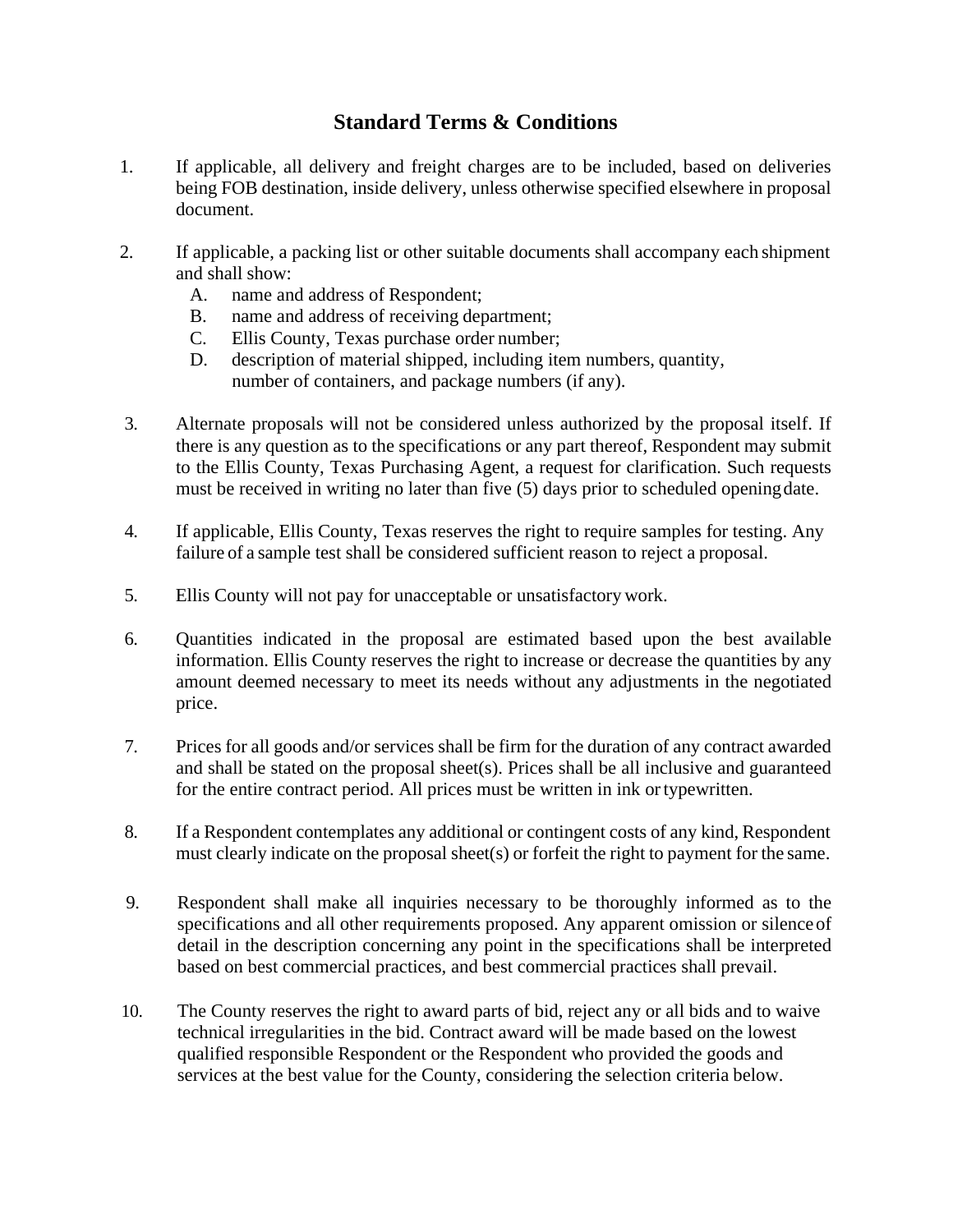# Standard Terms & Conditions

1. If applicable, all delivery and freight charges are to be included, based on deliveries being FOB destination, inside delivery, unless otherwise specified elsewhere in proposal document.

2. If applicable, a packing list or other suitable documents shall accompany each shipment and shall show:
   A. name and address of Respondent;
   B. name and address of receiving department;
   C. Ellis County, Texas purchase order number;
   D. description of material shipped, including item numbers, quantity, number of containers, and package numbers (if any).

3. Alternate proposals will not be considered unless authorized by the proposal itself. If there is any question as to the specifications or any part thereof, Respondent may submit to the Ellis County, Texas Purchasing Agent, a request for clarification. Such requests must be received in writing no later than five (5) days prior to scheduled opening date.

4. If applicable, Ellis County, Texas reserves the right to require samples for testing. Any failure of a sample test shall be considered sufficient reason to reject a proposal.

5. Ellis County will not pay for unacceptable or unsatisfactory work.

6. Quantities indicated in the proposal are estimated based upon the best available information. Ellis County reserves the right to increase or decrease the quantities by any amount deemed necessary to meet its needs without any adjustments in the negotiated price.

7. Prices for all goods and/or services shall be firm for the duration of any contract awarded and shall be stated on the proposal sheet(s). Prices shall be all inclusive and guaranteed for the entire contract period. All prices must be written in ink or typewritten.

8. If a Respondent contemplates any additional or contingent costs of any kind, Respondent must clearly indicate on the proposal sheet(s) or forfeit the right to payment for the same.

9. Respondent shall make all inquiries necessary to be thoroughly informed as to the specifications and all other requirements proposed. Any apparent omission or silence of detail in the description concerning any point in the specifications shall be interpreted based on best commercial practices, and best commercial practices shall prevail.

10. The County reserves the right to award parts of bid, reject any or all bids and to waive technical irregularities in the bid. Contract award will be made based on the lowest qualified responsible Respondent or the Respondent who provided the goods and services at the best value for the County, considering the selection criteria below.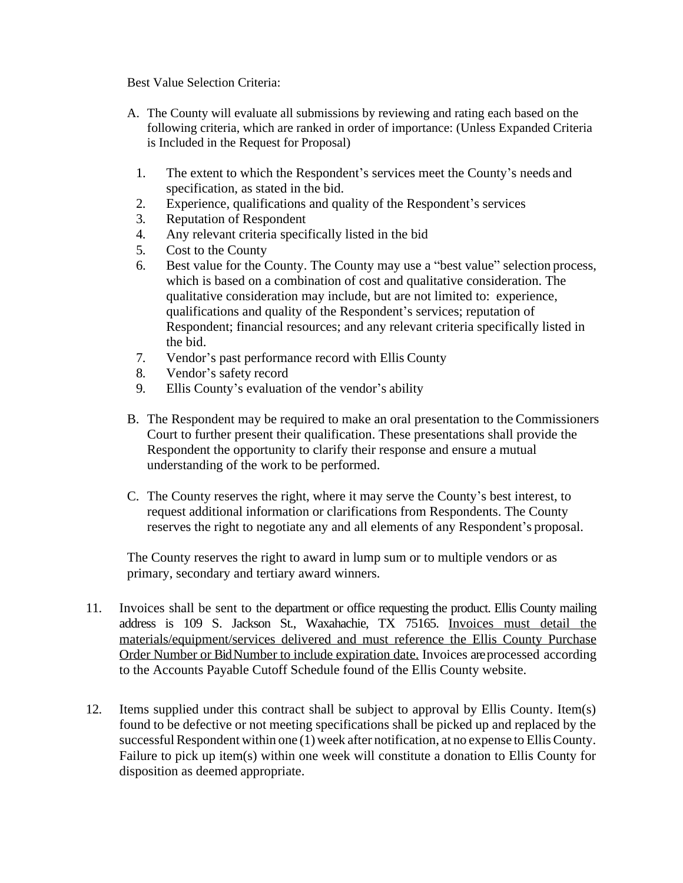Best Value Selection Criteria:

A. The County will evaluate all submissions by reviewing and rating each based on the following criteria, which are ranked in order of importance: (Unless Expanded Criteria is Included in the Request for Proposal)

   1. The extent to which the Respondent's services meet the County's needs and specification, as stated in the bid.
   2. Experience, qualifications and quality of the Respondent's services
   3. Reputation of Respondent
   4. Any relevant criteria specifically listed in the bid
   5. Cost to the County
   6. Best value for the County. The County may use a "best value" selection process, which is based on a combination of cost and qualitative consideration. The qualitative consideration may include, but are not limited to: experience, qualifications and quality of the Respondent's services; reputation of Respondent; financial resources; and any relevant criteria specifically listed in the bid.
   7. Vendor's past performance record with Ellis County
   8. Vendor's safety record
   9. Ellis County's evaluation of the vendor's ability

B. The Respondent may be required to make an oral presentation to the Commissioners Court to further present their qualification. These presentations shall provide the Respondent the opportunity to clarify their response and ensure a mutual understanding of the work to be performed.

C. The County reserves the right, where it may serve the County's best interest, to request additional information or clarifications from Respondents. The County reserves the right to negotiate any and all elements of any Respondent's proposal.

The County reserves the right to award in lump sum or to multiple vendors or as primary, secondary and tertiary award winners.

11. Invoices shall be sent to the department or office requesting the product. Ellis County mailing address is 109 S. Jackson St., Waxahachie, TX 75165. <u>Invoices must detail the materials/equipment/services delivered and must reference the Ellis County Purchase Order Number or Bid Number to include expiration date.</u> Invoices are processed according to the Accounts Payable Cutoff Schedule found of the Ellis County website.

12. Items supplied under this contract shall be subject to approval by Ellis County. Item(s) found to be defective or not meeting specifications shall be picked up and replaced by the successful Respondent within one (1) week after notification, at no expense to Ellis County. Failure to pick up item(s) within one week will constitute a donation to Ellis County for disposition as deemed appropriate.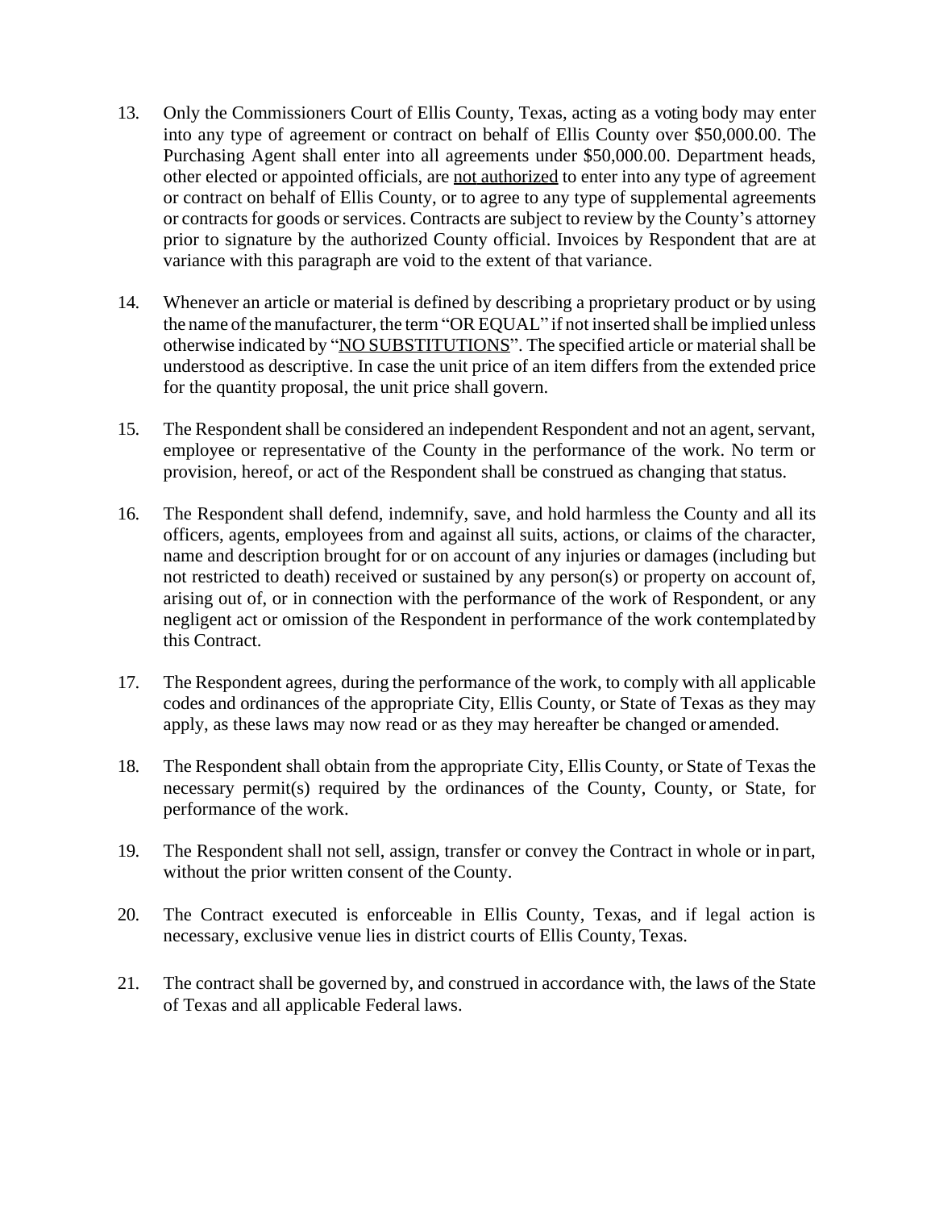13. Only the Commissioners Court of Ellis County, Texas, acting as a voting body may enter into any type of agreement or contract on behalf of Ellis County over $50,000.00. The Purchasing Agent shall enter into all agreements under $50,000.00. Department heads, other elected or appointed officials, are <u>not authorized</u> to enter into any type of agreement or contract on behalf of Ellis County, or to agree to any type of supplemental agreements or contracts for goods or services. Contracts are subject to review by the County's attorney prior to signature by the authorized County official. Invoices by Respondent that are at variance with this paragraph are void to the extent of that variance.

14. Whenever an article or material is defined by describing a proprietary product or by using the name of the manufacturer, the term "OR EQUAL" if not inserted shall be implied unless otherwise indicated by "<u>NO SUBSTITUTIONS</u>". The specified article or material shall be understood as descriptive. In case the unit price of an item differs from the extended price for the quantity proposal, the unit price shall govern.

15. The Respondent shall be considered an independent Respondent and not an agent, servant, employee or representative of the County in the performance of the work. No term or provision, hereof, or act of the Respondent shall be construed as changing that status.

16. The Respondent shall defend, indemnify, save, and hold harmless the County and all its officers, agents, employees from and against all suits, actions, or claims of the character, name and description brought for or on account of any injuries or damages (including but not restricted to death) received or sustained by any person(s) or property on account of, arising out of, or in connection with the performance of the work of Respondent, or any negligent act or omission of the Respondent in performance of the work contemplated by this Contract.

17. The Respondent agrees, during the performance of the work, to comply with all applicable codes and ordinances of the appropriate City, Ellis County, or State of Texas as they may apply, as these laws may now read or as they may hereafter be changed or amended.

18. The Respondent shall obtain from the appropriate City, Ellis County, or State of Texas the necessary permit(s) required by the ordinances of the County, County, or State, for performance of the work.

19. The Respondent shall not sell, assign, transfer or convey the Contract in whole or in part, without the prior written consent of the County.

20. The Contract executed is enforceable in Ellis County, Texas, and if legal action is necessary, exclusive venue lies in district courts of Ellis County, Texas.

21. The contract shall be governed by, and construed in accordance with, the laws of the State of Texas and all applicable Federal laws.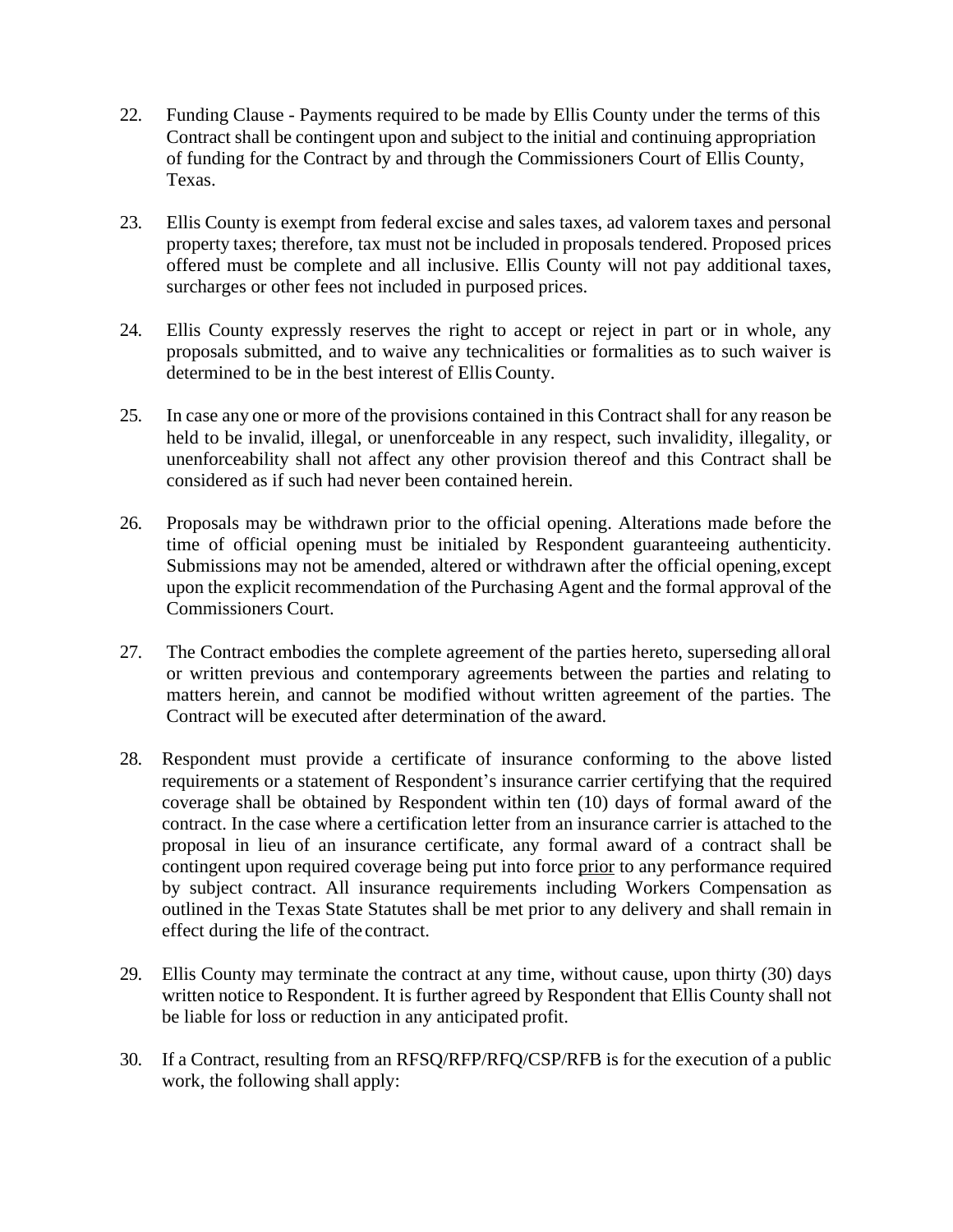22. Funding Clause - Payments required to be made by Ellis County under the terms of this Contract shall be contingent upon and subject to the initial and continuing appropriation of funding for the Contract by and through the Commissioners Court of Ellis County, Texas.

23. Ellis County is exempt from federal excise and sales taxes, ad valorem taxes and personal property taxes; therefore, tax must not be included in proposals tendered. Proposed prices offered must be complete and all inclusive. Ellis County will not pay additional taxes, surcharges or other fees not included in purposed prices.

24. Ellis County expressly reserves the right to accept or reject in part or in whole, any proposals submitted, and to waive any technicalities or formalities as to such waiver is determined to be in the best interest of Ellis County.

25. In case any one or more of the provisions contained in this Contract shall for any reason be held to be invalid, illegal, or unenforceable in any respect, such invalidity, illegality, or unenforceability shall not affect any other provision thereof and this Contract shall be considered as if such had never been contained herein.

26. Proposals may be withdrawn prior to the official opening. Alterations made before the time of official opening must be initialed by Respondent guaranteeing authenticity. Submissions may not be amended, altered or withdrawn after the official opening, except upon the explicit recommendation of the Purchasing Agent and the formal approval of the Commissioners Court.

27. The Contract embodies the complete agreement of the parties hereto, superseding all oral or written previous and contemporary agreements between the parties and relating to matters herein, and cannot be modified without written agreement of the parties. The Contract will be executed after determination of the award.

28. Respondent must provide a certificate of insurance conforming to the above listed requirements or a statement of Respondent's insurance carrier certifying that the required coverage shall be obtained by Respondent within ten (10) days of formal award of the contract. In the case where a certification letter from an insurance carrier is attached to the proposal in lieu of an insurance certificate, any formal award of a contract shall be contingent upon required coverage being put into force prior to any performance required by subject contract. All insurance requirements including Workers Compensation as outlined in the Texas State Statutes shall be met prior to any delivery and shall remain in effect during the life of the contract.

29. Ellis County may terminate the contract at any time, without cause, upon thirty (30) days written notice to Respondent. It is further agreed by Respondent that Ellis County shall not be liable for loss or reduction in any anticipated profit.

30. If a Contract, resulting from an RFSQ/RFP/RFQ/CSP/RFB is for the execution of a public work, the following shall apply: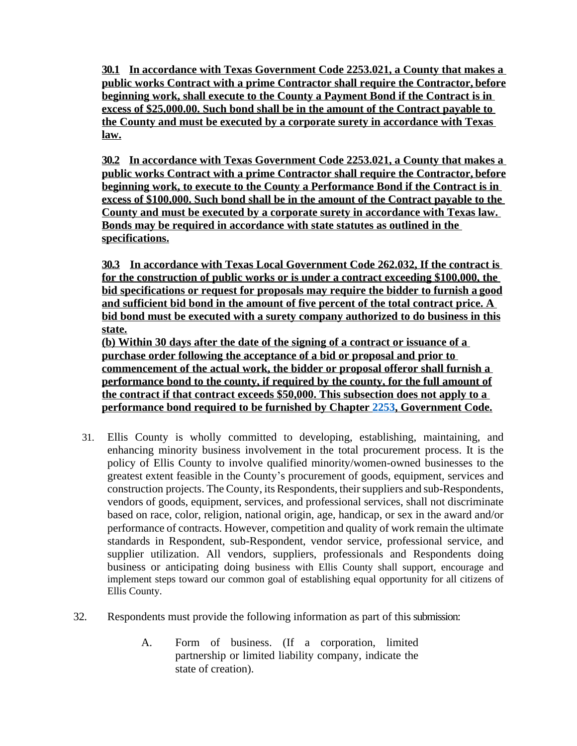**30.1 In accordance with Texas Government Code 2253.021, a County that makes a public works Contract with a prime Contractor shall require the Contractor, before beginning work, shall execute to the County a Payment Bond if the Contract is in excess of $25,000.00. Such bond shall be in the amount of the Contract payable to the County and must be executed by a corporate surety in accordance with Texas law.**

**30.2 In accordance with Texas Government Code 2253.021, a County that makes a public works Contract with a prime Contractor shall require the Contractor, before beginning work, to execute to the County a Performance Bond if the Contract is in excess of $100,000. Such bond shall be in the amount of the Contract payable to the County and must be executed by a corporate surety in accordance with Texas law. Bonds may be required in accordance with state statutes as outlined in the specifications.**

**30.3 In accordance with Texas Local Government Code 262.032, If the contract is for the construction of public works or is under a contract exceeding $100,000, the bid specifications or request for proposals may require the bidder to furnish a good and sufficient bid bond in the amount of five percent of the total contract price. A bid bond must be executed with a surety company authorized to do business in this state.**

**(b) Within 30 days after the date of the signing of a contract or issuance of a purchase order following the acceptance of a bid or proposal and prior to commencement of the actual work, the bidder or proposal offeror shall furnish a performance bond to the county, if required by the county, for the full amount of the contract if that contract exceeds $50,000. This subsection does not apply to a performance bond required to be furnished by Chapter 2253, Government Code.**

31. Ellis County is wholly committed to developing, establishing, maintaining, and enhancing minority business involvement in the total procurement process. It is the policy of Ellis County to involve qualified minority/women-owned businesses to the greatest extent feasible in the County's procurement of goods, equipment, services and construction projects. The County, its Respondents, their suppliers and sub-Respondents, vendors of goods, equipment, services, and professional services, shall not discriminate based on race, color, religion, national origin, age, handicap, or sex in the award and/or performance of contracts. However, competition and quality of work remain the ultimate standards in Respondent, sub-Respondent, vendor service, professional service, and supplier utilization. All vendors, suppliers, professionals and Respondents doing business or anticipating doing business with Ellis County shall support, encourage and implement steps toward our common goal of establishing equal opportunity for all citizens of Ellis County.

32. Respondents must provide the following information as part of this submission:

    A. Form of business. (If a corporation, limited partnership or limited liability company, indicate the state of creation).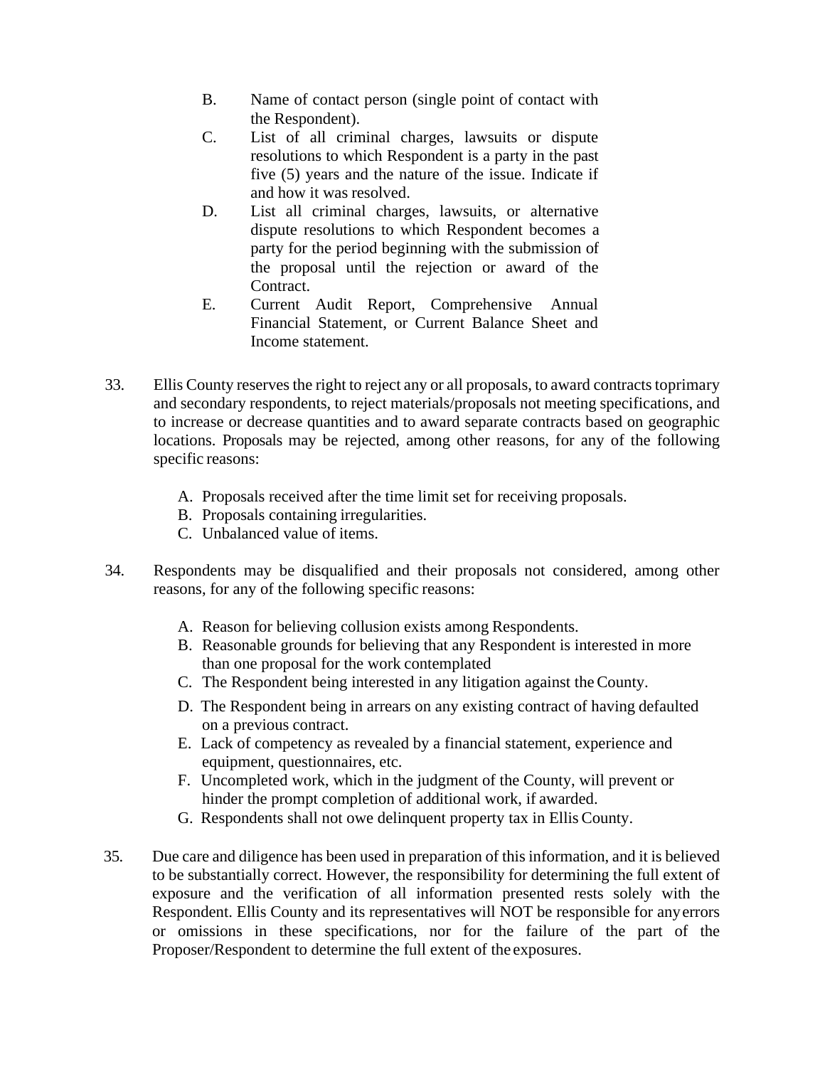B. Name of contact person (single point of contact with the Respondent).

C. List of all criminal charges, lawsuits or dispute resolutions to which Respondent is a party in the past five (5) years and the nature of the issue. Indicate if and how it was resolved.

D. List all criminal charges, lawsuits, or alternative dispute resolutions to which Respondent becomes a party for the period beginning with the submission of the proposal until the rejection or award of the Contract.

E. Current Audit Report, Comprehensive Annual Financial Statement, or Current Balance Sheet and Income statement.

33. Ellis County reserves the right to reject any or all proposals, to award contracts toprimary and secondary respondents, to reject materials/proposals not meeting specifications, and to increase or decrease quantities and to award separate contracts based on geographic locations. Proposals may be rejected, among other reasons, for any of the following specific reasons:

    A. Proposals received after the time limit set for receiving proposals.
    B. Proposals containing irregularities.
    C. Unbalanced value of items.

34. Respondents may be disqualified and their proposals not considered, among other reasons, for any of the following specific reasons:

    A. Reason for believing collusion exists among Respondents.
    B. Reasonable grounds for believing that any Respondent is interested in more than one proposal for the work contemplated
    C. The Respondent being interested in any litigation against the County.
    D. The Respondent being in arrears on any existing contract of having defaulted on a previous contract.
    E. Lack of competency as revealed by a financial statement, experience and equipment, questionnaires, etc.
    F. Uncompleted work, which in the judgment of the County, will prevent or hinder the prompt completion of additional work, if awarded.
    G. Respondents shall not owe delinquent property tax in Ellis County.

35. Due care and diligence has been used in preparation of this information, and it is believed to be substantially correct. However, the responsibility for determining the full extent of exposure and the verification of all information presented rests solely with the Respondent. Ellis County and its representatives will NOT be responsible for any errors or omissions in these specifications, nor for the failure of the part of the Proposer/Respondent to determine the full extent of the exposures.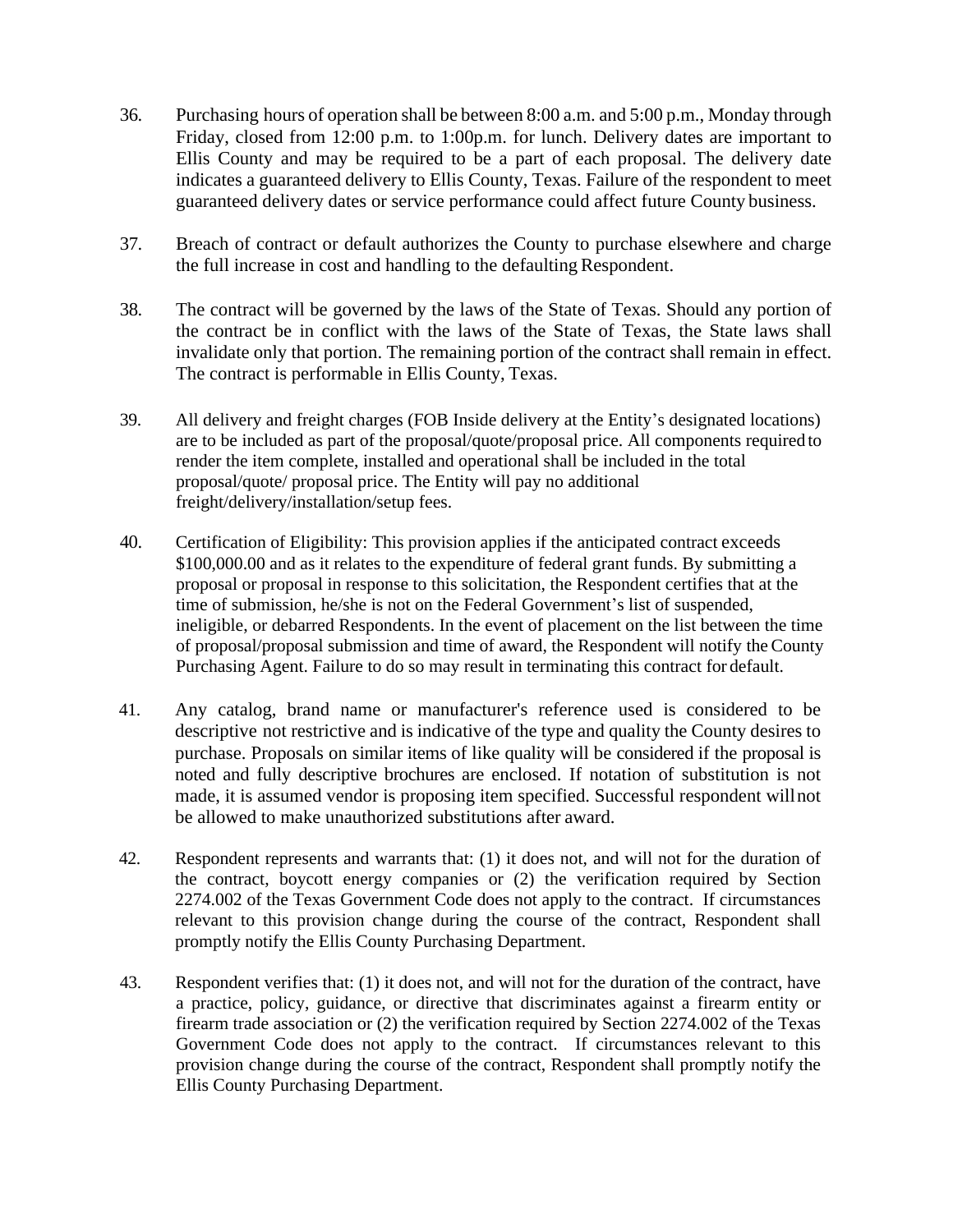36. Purchasing hours of operation shall be between 8:00 a.m. and 5:00 p.m., Monday through Friday, closed from 12:00 p.m. to 1:00p.m. for lunch. Delivery dates are important to Ellis County and may be required to be a part of each proposal. The delivery date indicates a guaranteed delivery to Ellis County, Texas. Failure of the respondent to meet guaranteed delivery dates or service performance could affect future County business.

37. Breach of contract or default authorizes the County to purchase elsewhere and charge the full increase in cost and handling to the defaulting Respondent.

38. The contract will be governed by the laws of the State of Texas. Should any portion of the contract be in conflict with the laws of the State of Texas, the State laws shall invalidate only that portion. The remaining portion of the contract shall remain in effect. The contract is performable in Ellis County, Texas.

39. All delivery and freight charges (FOB Inside delivery at the Entity's designated locations) are to be included as part of the proposal/quote/proposal price. All components required to render the item complete, installed and operational shall be included in the total proposal/quote/ proposal price. The Entity will pay no additional freight/delivery/installation/setup fees.

40. Certification of Eligibility: This provision applies if the anticipated contract exceeds $100,000.00 and as it relates to the expenditure of federal grant funds. By submitting a proposal or proposal in response to this solicitation, the Respondent certifies that at the time of submission, he/she is not on the Federal Government's list of suspended, ineligible, or debarred Respondents. In the event of placement on the list between the time of proposal/proposal submission and time of award, the Respondent will notify the County Purchasing Agent. Failure to do so may result in terminating this contract for default.

41. Any catalog, brand name or manufacturer's reference used is considered to be descriptive not restrictive and is indicative of the type and quality the County desires to purchase. Proposals on similar items of like quality will be considered if the proposal is noted and fully descriptive brochures are enclosed. If notation of substitution is not made, it is assumed vendor is proposing item specified. Successful respondent will not be allowed to make unauthorized substitutions after award.

42. Respondent represents and warrants that: (1) it does not, and will not for the duration of the contract, boycott energy companies or (2) the verification required by Section 2274.002 of the Texas Government Code does not apply to the contract. If circumstances relevant to this provision change during the course of the contract, Respondent shall promptly notify the Ellis County Purchasing Department.

43. Respondent verifies that: (1) it does not, and will not for the duration of the contract, have a practice, policy, guidance, or directive that discriminates against a firearm entity or firearm trade association or (2) the verification required by Section 2274.002 of the Texas Government Code does not apply to the contract. If circumstances relevant to this provision change during the course of the contract, Respondent shall promptly notify the Ellis County Purchasing Department.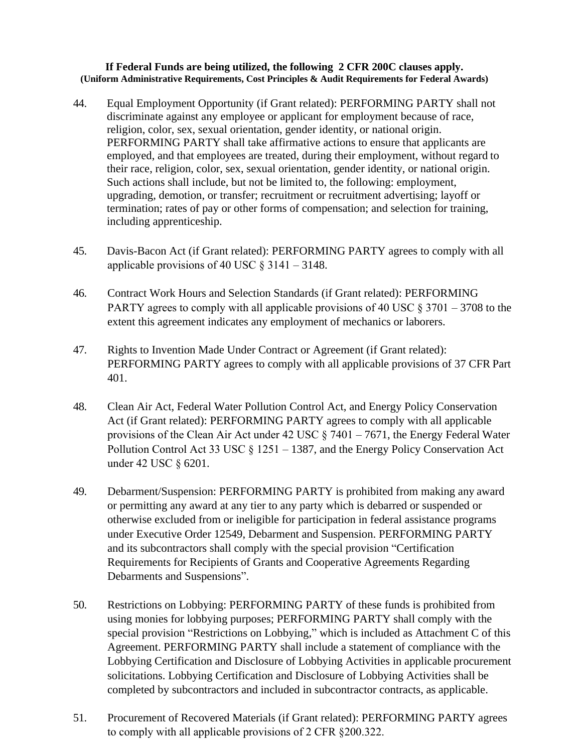**If Federal Funds are being utilized, the following 2 CFR 200C clauses apply.**
**(Uniform Administrative Requirements, Cost Principles & Audit Requirements for Federal Awards)**

44. Equal Employment Opportunity (if Grant related): PERFORMING PARTY shall not discriminate against any employee or applicant for employment because of race, religion, color, sex, sexual orientation, gender identity, or national origin. PERFORMING PARTY shall take affirmative actions to ensure that applicants are employed, and that employees are treated, during their employment, without regard to their race, religion, color, sex, sexual orientation, gender identity, or national origin. Such actions shall include, but not be limited to, the following: employment, upgrading, demotion, or transfer; recruitment or recruitment advertising; layoff or termination; rates of pay or other forms of compensation; and selection for training, including apprenticeship.

45. Davis-Bacon Act (if Grant related): PERFORMING PARTY agrees to comply with all applicable provisions of 40 USC § 3141 – 3148.

46. Contract Work Hours and Selection Standards (if Grant related): PERFORMING PARTY agrees to comply with all applicable provisions of 40 USC § 3701 – 3708 to the extent this agreement indicates any employment of mechanics or laborers.

47. Rights to Invention Made Under Contract or Agreement (if Grant related): PERFORMING PARTY agrees to comply with all applicable provisions of 37 CFR Part 401.

48. Clean Air Act, Federal Water Pollution Control Act, and Energy Policy Conservation Act (if Grant related): PERFORMING PARTY agrees to comply with all applicable provisions of the Clean Air Act under 42 USC § 7401 – 7671, the Energy Federal Water Pollution Control Act 33 USC § 1251 – 1387, and the Energy Policy Conservation Act under 42 USC § 6201.

49. Debarment/Suspension: PERFORMING PARTY is prohibited from making any award or permitting any award at any tier to any party which is debarred or suspended or otherwise excluded from or ineligible for participation in federal assistance programs under Executive Order 12549, Debarment and Suspension. PERFORMING PARTY and its subcontractors shall comply with the special provision "Certification Requirements for Recipients of Grants and Cooperative Agreements Regarding Debarments and Suspensions".

50. Restrictions on Lobbying: PERFORMING PARTY of these funds is prohibited from using monies for lobbying purposes; PERFORMING PARTY shall comply with the special provision "Restrictions on Lobbying," which is included as Attachment C of this Agreement. PERFORMING PARTY shall include a statement of compliance with the Lobbying Certification and Disclosure of Lobbying Activities in applicable procurement solicitations. Lobbying Certification and Disclosure of Lobbying Activities shall be completed by subcontractors and included in subcontractor contracts, as applicable.

51. Procurement of Recovered Materials (if Grant related): PERFORMING PARTY agrees to comply with all applicable provisions of 2 CFR §200.322.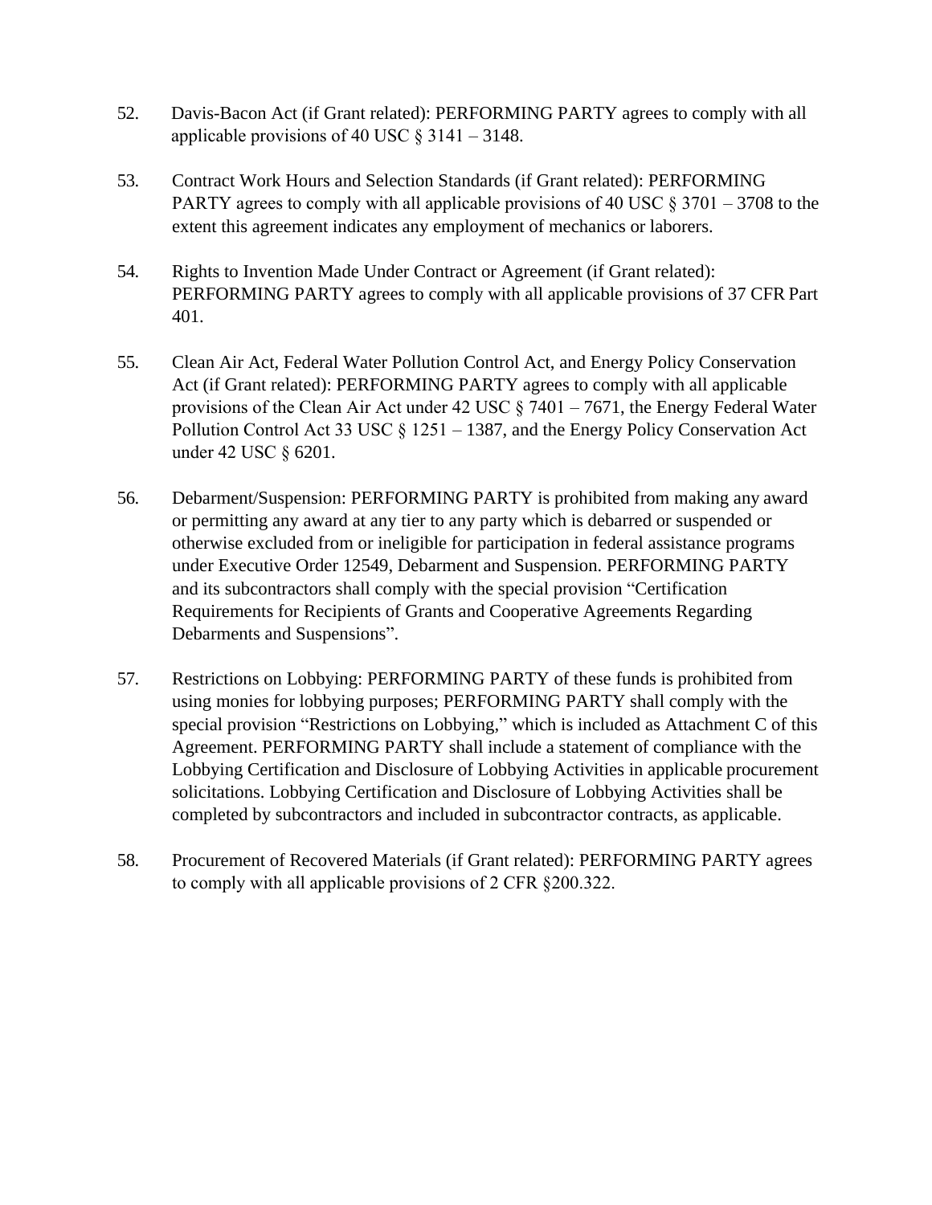52. Davis-Bacon Act (if Grant related): PERFORMING PARTY agrees to comply with all applicable provisions of 40 USC § 3141 – 3148.

53. Contract Work Hours and Selection Standards (if Grant related): PERFORMING PARTY agrees to comply with all applicable provisions of 40 USC § 3701 – 3708 to the extent this agreement indicates any employment of mechanics or laborers.

54. Rights to Invention Made Under Contract or Agreement (if Grant related): PERFORMING PARTY agrees to comply with all applicable provisions of 37 CFR Part 401.

55. Clean Air Act, Federal Water Pollution Control Act, and Energy Policy Conservation Act (if Grant related): PERFORMING PARTY agrees to comply with all applicable provisions of the Clean Air Act under 42 USC § 7401 – 7671, the Energy Federal Water Pollution Control Act 33 USC § 1251 – 1387, and the Energy Policy Conservation Act under 42 USC § 6201.

56. Debarment/Suspension: PERFORMING PARTY is prohibited from making any award or permitting any award at any tier to any party which is debarred or suspended or otherwise excluded from or ineligible for participation in federal assistance programs under Executive Order 12549, Debarment and Suspension. PERFORMING PARTY and its subcontractors shall comply with the special provision "Certification Requirements for Recipients of Grants and Cooperative Agreements Regarding Debarments and Suspensions".

57. Restrictions on Lobbying: PERFORMING PARTY of these funds is prohibited from using monies for lobbying purposes; PERFORMING PARTY shall comply with the special provision "Restrictions on Lobbying," which is included as Attachment C of this Agreement. PERFORMING PARTY shall include a statement of compliance with the Lobbying Certification and Disclosure of Lobbying Activities in applicable procurement solicitations. Lobbying Certification and Disclosure of Lobbying Activities shall be completed by subcontractors and included in subcontractor contracts, as applicable.

58. Procurement of Recovered Materials (if Grant related): PERFORMING PARTY agrees to comply with all applicable provisions of 2 CFR §200.322.